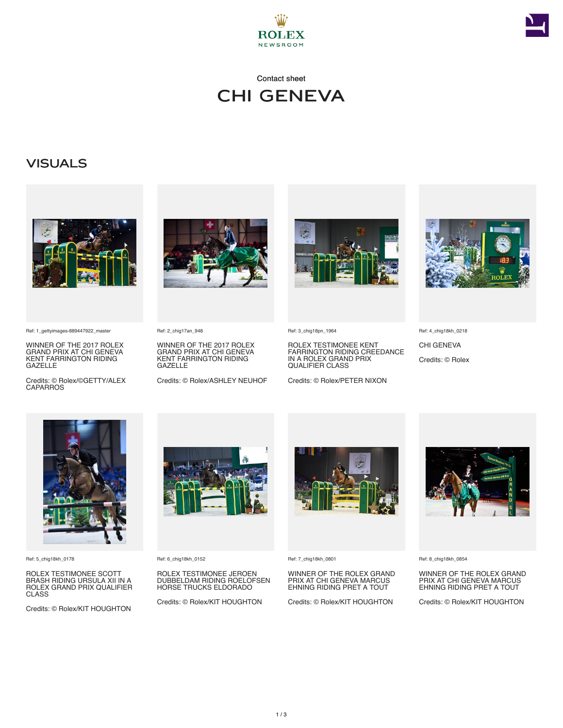Contact sheet

# CHI GENEVA

## VISUALS

Ref: 1_gettyimages-889447922_master

WINNER OF THE 2017 ROLEX GRAND PRIX AT CHI GENEVA KENT FARRINGTON RIDING GAZELLE

Credits: © Rolex/©GETTY/ALEX CAPARROS

Ref: 2_chig17an_948

WINNER OF THE 2017 ROLEX GRAND PRIX AT CHI GENEVA KENT FARRINGTON RIDING GAZELLE

Credits: © Rolex/ASHLEY NEUHOF

Ref: 3_chig18pn_1964

ROLEX TESTIMONEE KENT FARRINGTON RIDING CREEDANCE IN A ROLEX GRAND PRIX QUALIFIER CLASS

Credits: © Rolex/PETER NIXON

Ref: 4_chig18kh_0218

CHI GENEVA

Credits: © Rolex

Ref: 5_chig18kh_0178

ROLEX TESTIMONEE SCOTT BRASH RIDING URSULA XII IN A ROLEX GRAND PRIX QUALIFIER CLASS

Credits: © Rolex/KIT HOUGHTON

Ref: 6_chig18kh_0152

ROLEX TESTIMONEE JEROEN DUBBELDAM RIDING ROELOFSEN HORSE TRUCKS ELDORADO

Credits: © Rolex/KIT HOUGHTON

Ref: 7_chig18kh_0801

WINNER OF THE ROLEX GRAND PRIX AT CHI GENEVA MARCUS EHNING RIDING PRET A TOUT

Credits: © Rolex/KIT HOUGHTON

Ref: 8_chig18kh_0854

WINNER OF THE ROLEX GRAND PRIX AT CHI GENEVA MARCUS EHNING RIDING PRET A TOUT

Credits: © Rolex/KIT HOUGHTON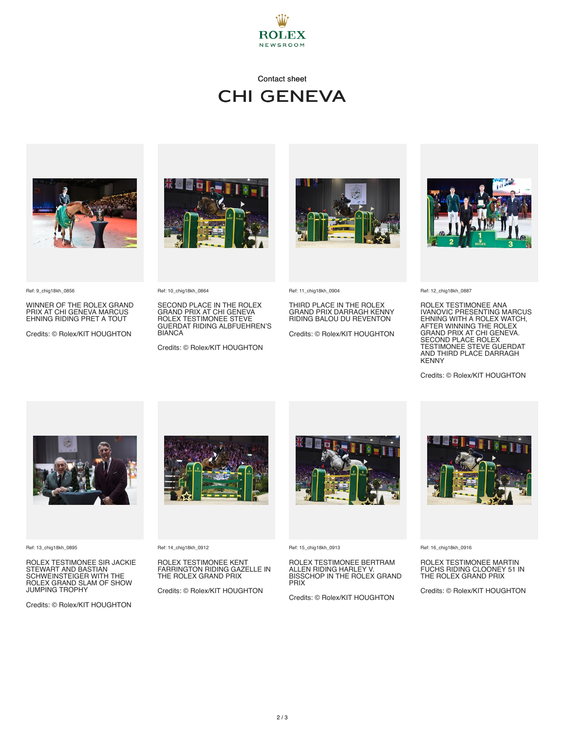ROLEX
NEWSROOM

Contact sheet

# CHI GENEVA

Ref: 9_chig18kh_0856

WINNER OF THE ROLEX GRAND PRIX AT CHI GENEVA MARCUS EHNING RIDING PRET A TOUT

Credits: © Rolex/KIT HOUGHTON

Ref: 10_chig18kh_0864

SECOND PLACE IN THE ROLEX GRAND PRIX AT CHI GENEVA ROLEX TESTIMONEE STEVE GUERDAT RIDING ALBFUEHREN'S BIANCA

Credits: © Rolex/KIT HOUGHTON

Ref: 11_chig18kh_0904

THIRD PLACE IN THE ROLEX GRAND PRIX DARRAGH KENNY RIDING BALOU DU REVENTON

Credits: © Rolex/KIT HOUGHTON

Ref: 12_chig18kh_0887

ROLEX TESTIMONEE ANA IVANOVIC PRESENTING MARCUS EHNING WITH A ROLEX WATCH, AFTER WINNING THE ROLEX GRAND PRIX AT CHI GENEVA. SECOND PLACE ROLEX TESTIMONEE STEVE GUERDAT AND THIRD PLACE DARRAGH KENNY

Credits: © Rolex/KIT HOUGHTON

Ref: 13_chig18kh_0895

ROLEX TESTIMONEE SIR JACKIE STEWART AND BASTIAN SCHWEINSTEIGER WITH THE ROLEX GRAND SLAM OF SHOW JUMPING TROPHY

Credits: © Rolex/KIT HOUGHTON

Ref: 14_chig18kh_0912

ROLEX TESTIMONEE KENT FARRINGTON RIDING GAZELLE IN THE ROLEX GRAND PRIX

Credits: © Rolex/KIT HOUGHTON

Ref: 15_chig18kh_0913

ROLEX TESTIMONEE BERTRAM ALLEN RIDING HARLEY V. BISSCHOP IN THE ROLEX GRAND PRIX

Credits: © Rolex/KIT HOUGHTON

Ref: 16_chig18kh_0916

ROLEX TESTIMONEE MARTIN FUCHS RIDING CLOONEY 51 IN THE ROLEX GRAND PRIX

Credits: © Rolex/KIT HOUGHTON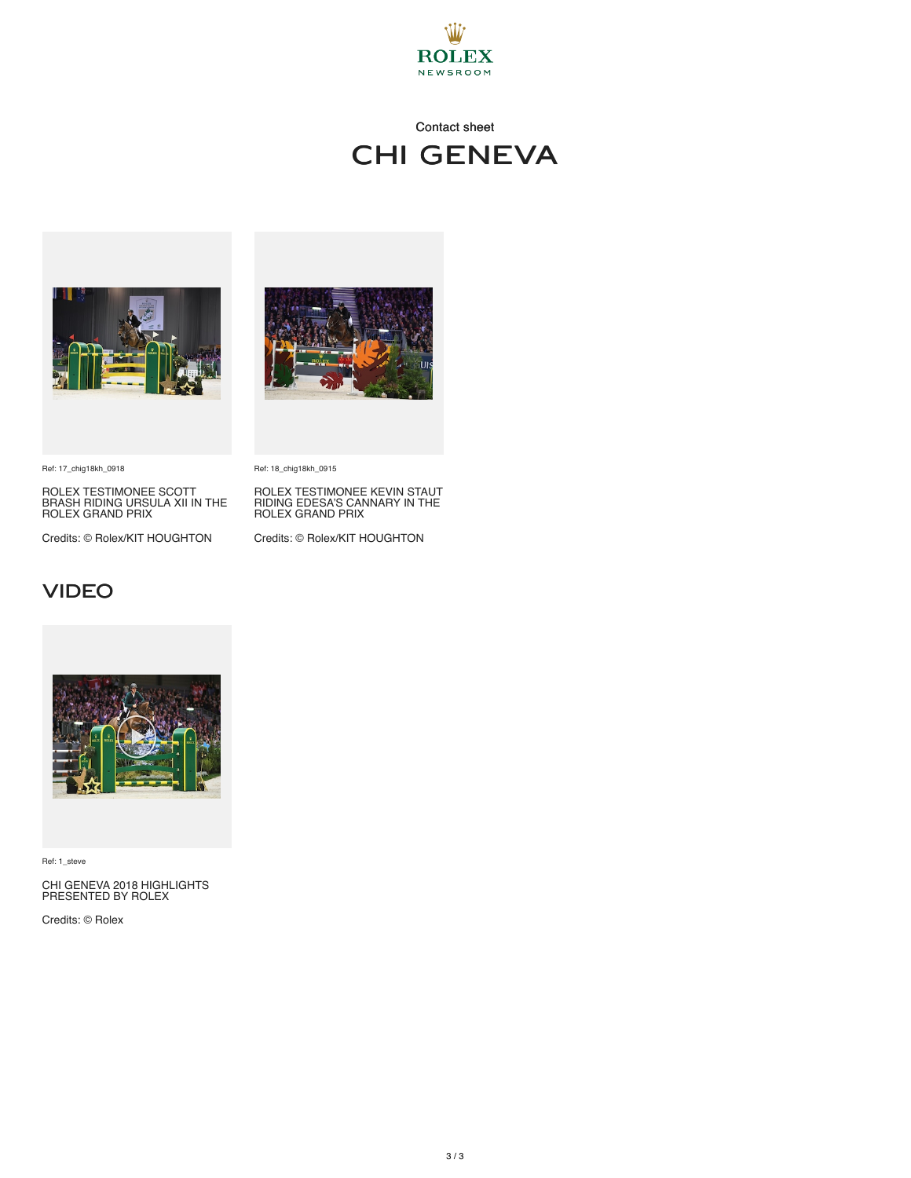Contact sheet

# CHI GENEVA

Ref: 17_chig18kh_0918

ROLEX TESTIMONEE SCOTT BRASH RIDING URSULA XII IN THE ROLEX GRAND PRIX

Credits: © Rolex/KIT HOUGHTON

Ref: 18_chig18kh_0915

ROLEX TESTIMONEE KEVIN STAUT RIDING EDESA'S CANNARY IN THE ROLEX GRAND PRIX

Credits: © Rolex/KIT HOUGHTON

## VIDEO

Ref: 1_steve

CHI GENEVA 2018 HIGHLIGHTS PRESENTED BY ROLEX

Credits: © Rolex